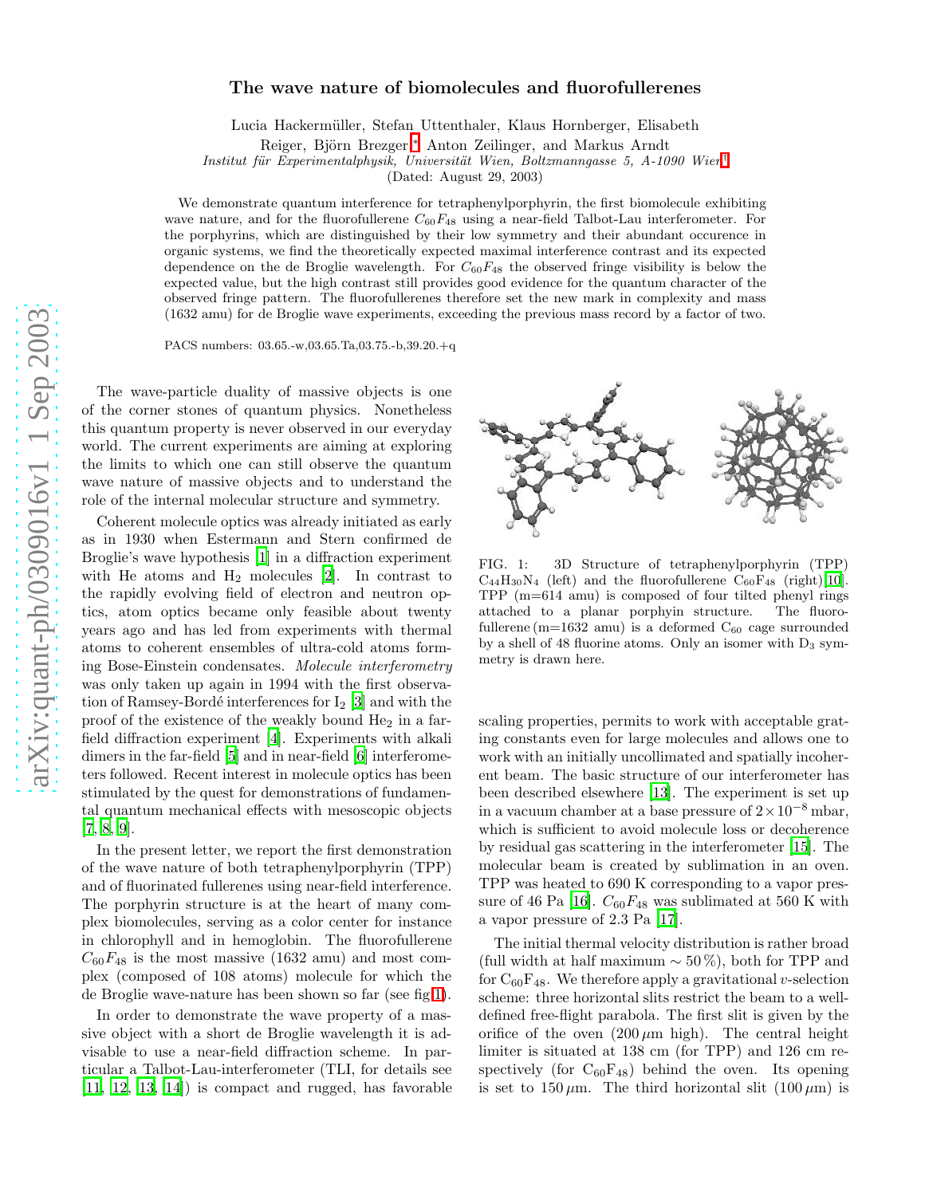# The wave nature of biomolecules and fluorofullerenes

Lucia Hackermüller, Stefan Uttenthaler, Klaus Hornberger, Elisabeth Reiger, Björn Brezger,* Anton Zeilinger, and Markus Arndt

*Institut für Experimentalphysik, Universität Wien, Boltzmanngasse 5, A-1090 Wien*[†]

(Dated: August 29, 2003)

We demonstrate quantum interference for tetraphenylporphyrin, the first biomolecule exhibiting wave nature, and for the fluorofullerene $C_{60}F_{48}$ using a near-field Talbot-Lau interferometer. For the porphyrins, which are distinguished by their low symmetry and their abundant occurence in organic systems, we find the theoretically expected maximal interference contrast and its expected dependence on the de Broglie wavelength. For $C_{60}F_{48}$ the observed fringe visibility is below the expected value, but the high contrast still provides good evidence for the quantum character of the observed fringe pattern. The fluorofullerenes therefore set the new mark in complexity and mass (1632 amu) for de Broglie wave experiments, exceeding the previous mass record by a factor of two.

PACS numbers: 03.65.-w,03.65.Ta,03.75.-b,39.20.+q

The wave-particle duality of massive objects is one of the corner stones of quantum physics. Nonetheless this quantum property is never observed in our everyday world. The current experiments are aiming at exploring the limits to which one can still observe the quantum wave nature of massive objects and to understand the role of the internal molecular structure and symmetry.

Coherent molecule optics was already initiated as early as in 1930 when Estermann and Stern confirmed de Broglie's wave hypothesis [1] in a diffraction experiment with He atoms and $H_2$ molecules [2]. In contrast to the rapidly evolving field of electron and neutron optics, atom optics became only feasible about twenty years ago and has led from experiments with thermal atoms to coherent ensembles of ultra-cold atoms forming Bose-Einstein condensates. *Molecule interferometry* was only taken up again in 1994 with the first observation of Ramsey-Bordé interferences for $I_2$ [3] and with the proof of the existence of the weakly bound $He_2$ in a far-field diffraction experiment [4]. Experiments with alkali dimers in the far-field [5] and in near-field [6] interferometers followed. Recent interest in molecule optics has been stimulated by the quest for demonstrations of fundamental quantum mechanical effects with mesoscopic objects [7, 8, 9].

In the present letter, we report the first demonstration of the wave nature of both tetraphenylporphyrin (TPP) and of fluorinated fullerenes using near-field interference. The porphyrin structure is at the heart of many complex biomolecules, serving as a color center for instance in chlorophyll and in hemoglobin. The fluorofullerene $C_{60}F_{48}$ is the most massive (1632 amu) and most complex (composed of 108 atoms) molecule for which the de Broglie wave-nature has been shown so far (see fig.1).

In order to demonstrate the wave property of a massive object with a short de Broglie wavelength it is advisable to use a near-field diffraction scheme. In particular a Talbot-Lau-interferometer (TLI, for details see [11, 12, 13, 14]) is compact and rugged, has favorable scaling properties, permits to work with acceptable grating constants even for large molecules and allows one to work with an initially uncollimated and spatially incoherent beam. The basic structure of our interferometer has been described elsewhere [13]. The experiment is set up in a vacuum chamber at a base pressure of $2\times10^{-8}$ mbar, which is sufficient to avoid molecule loss or decoherence by residual gas scattering in the interferometer [15]. The molecular beam is created by sublimation in an oven. TPP was heated to 690 K corresponding to a vapor pressure of 46 Pa [16]. $C_{60}F_{48}$ was sublimated at 560 K with a vapor pressure of 2.3 Pa [17].

FIG. 1: 3D Structure of tetraphenylporphyrin (TPP) $C_{44}H_{30}N_4$ (left) and the fluorofullerene $C_{60}F_{48}$ (right)[10]. TPP (m=614 amu) is composed of four tilted phenyl rings attached to a planar porphyin structure. The fluorofullerene (m=1632 amu) is a deformed $C_{60}$ cage surrounded by a shell of 48 fluorine atoms. Only an isomer with $D_3$ symmetry is drawn here.

The initial thermal velocity distribution is rather broad (full width at half maximum ∼ 50 %), both for TPP and for $C_{60}F_{48}$. We therefore apply a gravitational $v$-selection scheme: three horizontal slits restrict the beam to a well-defined free-flight parabola. The first slit is given by the orifice of the oven (200 μm high). The central height limiter is situated at 138 cm (for TPP) and 126 cm respectively (for $C_{60}F_{48}$) behind the oven. Its opening is set to 150 μm. The third horizontal slit (100 μm) is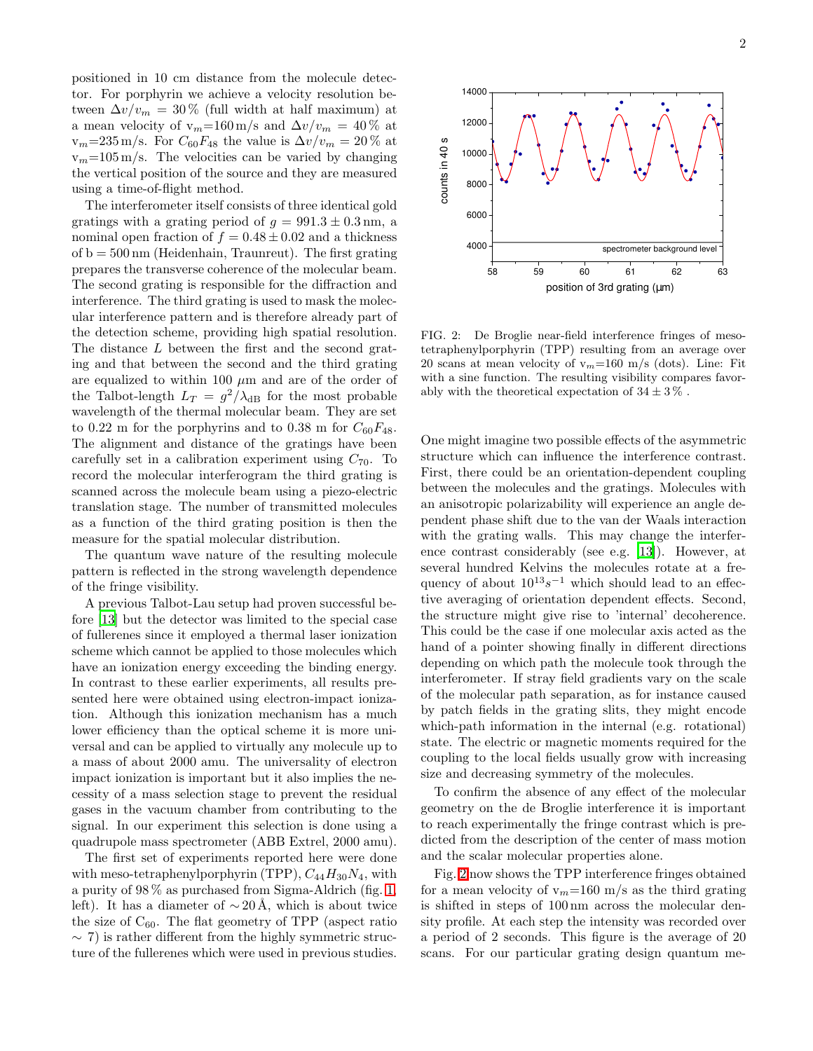positioned in 10 cm distance from the molecule detector. For porphyrin we achieve a velocity resolution between $\Delta v/v_m = 30\,\%$ (full width at half maximum) at a mean velocity of $v_m$=160 m/s and $\Delta v/v_m = 40\,\%$ at $v_m$=235 m/s. For $C_{60}F_{48}$ the value is $\Delta v/v_m = 20\,\%$ at $v_m$=105 m/s. The velocities can be varied by changing the vertical position of the source and they are measured using a time-of-flight method.

The interferometer itself consists of three identical gold gratings with a grating period of $g = 991.3 \pm 0.3$ nm, a nominal open fraction of $f = 0.48 \pm 0.02$ and a thickness of b = 500 nm (Heidenhain, Traunreut). The first grating prepares the transverse coherence of the molecular beam. The second grating is responsible for the diffraction and interference. The third grating is used to mask the molecular interference pattern and is therefore already part of the detection scheme, providing high spatial resolution. The distance $L$ between the first and the second grating and that between the second and the third grating are equalized to within 100 $\mu$m and are of the order of the Talbot-length $L_T = g^2/\lambda_{\rm dB}$ for the most probable wavelength of the thermal molecular beam. They are set to 0.22 m for the porphyrins and to 0.38 m for $C_{60}F_{48}$. The alignment and distance of the gratings have been carefully set in a calibration experiment using $C_{70}$. To record the molecular interferogram the third grating is scanned across the molecule beam using a piezo-electric translation stage. The number of transmitted molecules as a function of the third grating position is then the measure for the spatial molecular distribution.

The quantum wave nature of the resulting molecule pattern is reflected in the strong wavelength dependence of the fringe visibility.

A previous Talbot-Lau setup had proven successful before [13] but the detector was limited to the special case of fullerenes since it employed a thermal laser ionization scheme which cannot be applied to those molecules which have an ionization energy exceeding the binding energy. In contrast to these earlier experiments, all results presented here were obtained using electron-impact ionization. Although this ionization mechanism has a much lower efficiency than the optical scheme it is more universal and can be applied to virtually any molecule up to a mass of about 2000 amu. The universality of electron impact ionization is important but it also implies the necessity of a mass selection stage to prevent the residual gases in the vacuum chamber from contributing to the signal. In our experiment this selection is done using a quadrupole mass spectrometer (ABB Extrel, 2000 amu).

The first set of experiments reported here were done with meso-tetraphenylporphyrin (TPP), $C_{44}H_{30}N_4$, with a purity of 98 % as purchased from Sigma-Aldrich (fig. 1, left). It has a diameter of $\sim$20 Å, which is about twice the size of $C_{60}$. The flat geometry of TPP (aspect ratio $\sim$ 7) is rather different from the highly symmetric structure of the fullerenes which were used in previous studies.

FIG. 2: De Broglie near-field interference fringes of meso-tetraphenylporphyrin (TPP) resulting from an average over 20 scans at mean velocity of $v_m$=160 m/s (dots). Line: Fit with a sine function. The resulting visibility compares favorably with the theoretical expectation of $34 \pm 3\,\%$ .

One might imagine two possible effects of the asymmetric structure which can influence the interference contrast. First, there could be an orientation-dependent coupling between the molecules and the gratings. Molecules with an anisotropic polarizability will experience an angle dependent phase shift due to the van der Waals interaction with the grating walls. This may change the interference contrast considerably (see e.g. [13]). However, at several hundred Kelvins the molecules rotate at a frequency of about $10^{13}s^{-1}$ which should lead to an effective averaging of orientation dependent effects. Second, the structure might give rise to 'internal' decoherence. This could be the case if one molecular axis acted as the hand of a pointer showing finally in different directions depending on which path the molecule took through the interferometer. If stray field gradients vary on the scale of the molecular path separation, as for instance caused by patch fields in the grating slits, they might encode which-path information in the internal (e.g. rotational) state. The electric or magnetic moments required for the coupling to the local fields usually grow with increasing size and decreasing symmetry of the molecules.

To confirm the absence of any effect of the molecular geometry on the de Broglie interference it is important to reach experimentally the fringe contrast which is predicted from the description of the center of mass motion and the scalar molecular properties alone.

Fig. 2 now shows the TPP interference fringes obtained for a mean velocity of $v_m$=160 m/s as the third grating is shifted in steps of 100 nm across the molecular density profile. At each step the intensity was recorded over a period of 2 seconds. This figure is the average of 20 scans. For our particular grating design quantum me-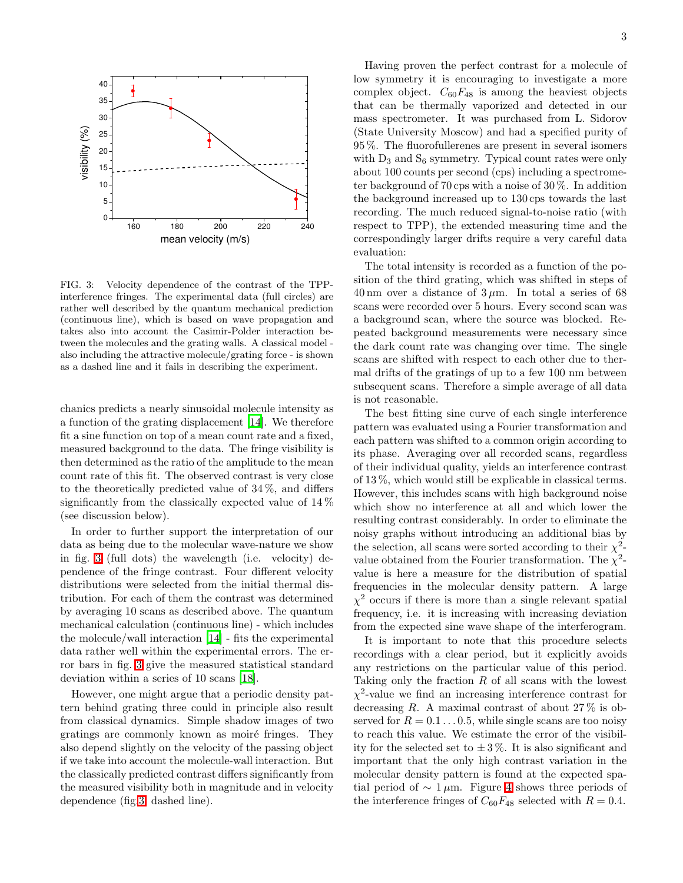FIG. 3: Velocity dependence of the contrast of the TPP-interference fringes. The experimental data (full circles) are rather well described by the quantum mechanical prediction (continuous line), which is based on wave propagation and takes also into account the Casimir-Polder interaction between the molecules and the grating walls. A classical model - also including the attractive molecule/grating force - is shown as a dashed line and it fails in describing the experiment.

chanics predicts a nearly sinusoidal molecule intensity as a function of the grating displacement [14]. We therefore fit a sine function on top of a mean count rate and a fixed, measured background to the data. The fringe visibility is then determined as the ratio of the amplitude to the mean count rate of this fit. The observed contrast is very close to the theoretically predicted value of 34 %, and differs significantly from the classically expected value of 14 % (see discussion below).

In order to further support the interpretation of our data as being due to the molecular wave-nature we show in fig. 3 (full dots) the wavelength (i.e. velocity) dependence of the fringe contrast. Four different velocity distributions were selected from the initial thermal distribution. For each of them the contrast was determined by averaging 10 scans as described above. The quantum mechanical calculation (continuous line) - which includes the molecule/wall interaction [14] - fits the experimental data rather well within the experimental errors. The error bars in fig. 3 give the measured statistical standard deviation within a series of 10 scans [18].

However, one might argue that a periodic density pattern behind grating three could in principle also result from classical dynamics. Simple shadow images of two gratings are commonly known as moiré fringes. They also depend slightly on the velocity of the passing object if we take into account the molecule-wall interaction. But the classically predicted contrast differs significantly from the measured visibility both in magnitude and in velocity dependence (fig.3, dashed line).

Having proven the perfect contrast for a molecule of low symmetry it is encouraging to investigate a more complex object. $C_{60}F_{48}$ is among the heaviest objects that can be thermally vaporized and detected in our mass spectrometer. It was purchased from L. Sidorov (State University Moscow) and had a specified purity of 95 %. The fluorofullerenes are present in several isomers with $D_3$ and $S_6$ symmetry. Typical count rates were only about 100 counts per second (cps) including a spectrometer background of 70 cps with a noise of 30 %. In addition the background increased up to 130 cps towards the last recording. The much reduced signal-to-noise ratio (with respect to TPP), the extended measuring time and the correspondingly larger drifts require a very careful data evaluation:

The total intensity is recorded as a function of the position of the third grating, which was shifted in steps of 40 nm over a distance of 3 $\mu$m. In total a series of 68 scans were recorded over 5 hours. Every second scan was a background scan, where the source was blocked. Repeated background measurements were necessary since the dark count rate was changing over time. The single scans are shifted with respect to each other due to thermal drifts of the gratings of up to a few 100 nm between subsequent scans. Therefore a simple average of all data is not reasonable.

The best fitting sine curve of each single interference pattern was evaluated using a Fourier transformation and each pattern was shifted to a common origin according to its phase. Averaging over all recorded scans, regardless of their individual quality, yields an interference contrast of 13 %, which would still be explicable in classical terms. However, this includes scans with high background noise which show no interference at all and which lower the resulting contrast considerably. In order to eliminate the noisy graphs without introducing an additional bias by the selection, all scans were sorted according to their $\chi^2$-value obtained from the Fourier transformation. The $\chi^2$-value is here a measure for the distribution of spatial frequencies in the molecular density pattern. A large $\chi^2$ occurs if there is more than a single relevant spatial frequency, i.e. it is increasing with increasing deviation from the expected sine wave shape of the interferogram.

It is important to note that this procedure selects recordings with a clear period, but it explicitly avoids any restrictions on the particular value of this period. Taking only the fraction $R$ of all scans with the lowest $\chi^2$-value we find an increasing interference contrast for decreasing $R$. A maximal contrast of about 27 % is observed for $R = 0.1 \ldots 0.5$, while single scans are too noisy to reach this value. We estimate the error of the visibility for the selected set to $\pm 3$ %. It is also significant and important that the only high contrast variation in the molecular density pattern is found at the expected spatial period of $\sim 1\,\mu$m. Figure 4 shows three periods of the interference fringes of $C_{60}F_{48}$ selected with $R = 0.4$.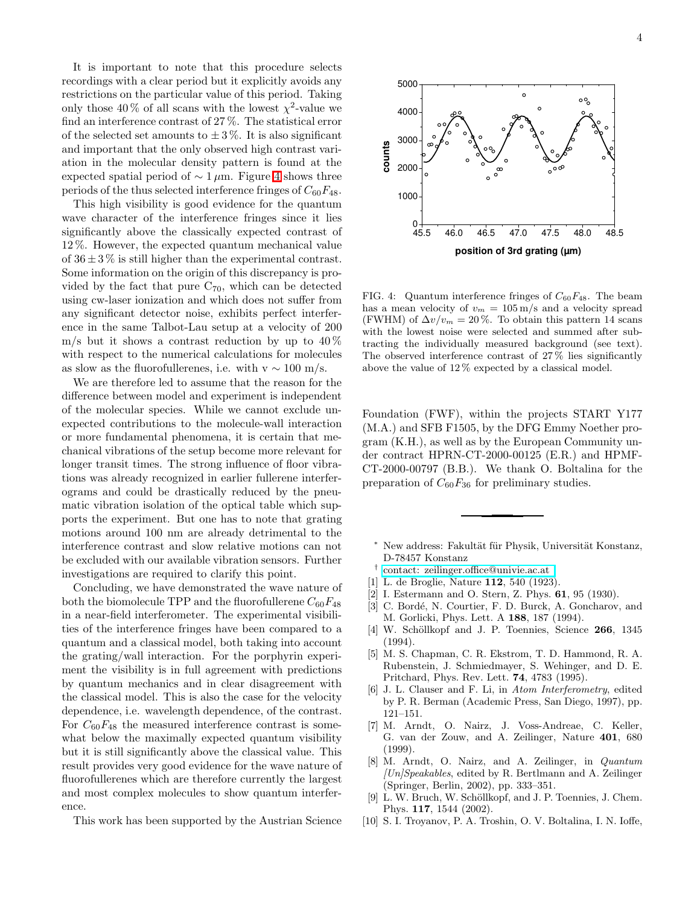It is important to note that this procedure selects recordings with a clear period but it explicitly avoids any restrictions on the particular value of this period. Taking only those 40 % of all scans with the lowest $\chi^2$-value we find an interference contrast of 27 %. The statistical error of the selected set amounts to $\pm 3$ %. It is also significant and important that the only observed high contrast variation in the molecular density pattern is found at the expected spatial period of $\sim 1\,\mu$m. Figure 4 shows three periods of the thus selected interference fringes of $C_{60}F_{48}$.

This high visibility is good evidence for the quantum wave character of the interference fringes since it lies significantly above the classically expected contrast of 12 %. However, the expected quantum mechanical value of $36 \pm 3$ % is still higher than the experimental contrast. Some information on the origin of this discrepancy is provided by the fact that pure $C_{70}$, which can be detected using cw-laser ionization and which does not suffer from any significant detector noise, exhibits perfect interference in the same Talbot-Lau setup at a velocity of 200 m/s but it shows a contrast reduction by up to 40 % with respect to the numerical calculations for molecules as slow as the fluorofullerenes, i.e. with v $\sim$ 100 m/s.

We are therefore led to assume that the reason for the difference between model and experiment is independent of the molecular species. While we cannot exclude unexpected contributions to the molecule-wall interaction or more fundamental phenomena, it is certain that mechanical vibrations of the setup become more relevant for longer transit times. The strong influence of floor vibrations was already recognized in earlier fullerene interferograms and could be drastically reduced by the pneumatic vibration isolation of the optical table which supports the experiment. But one has to note that grating motions around 100 nm are already detrimental to the interference contrast and slow relative motions can not be excluded with our available vibration sensors. Further investigations are required to clarify this point.

Concluding, we have demonstrated the wave nature of both the biomolecule TPP and the fluorofullerene $C_{60}F_{48}$ in a near-field interferometer. The experimental visibilities of the interference fringes have been compared to a quantum and a classical model, both taking into account the grating/wall interaction. For the porphyrin experiment the visibility is in full agreement with predictions by quantum mechanics and in clear disagreement with the classical model. This is also the case for the velocity dependence, i.e. wavelength dependence, of the contrast. For $C_{60}F_{48}$ the measured interference contrast is somewhat below the maximally expected quantum visibility but it is still significantly above the classical value. This result provides very good evidence for the wave nature of fluorofullerenes which are therefore currently the largest and most complex molecules to show quantum interference.

This work has been supported by the Austrian Science Foundation (FWF), within the projects START Y177 (M.A.) and SFB F1505, by the DFG Emmy Noether program (K.H.), as well as by the European Community under contract HPRN-CT-2000-00125 (E.R.) and HPMF-CT-2000-00797 (B.B.). We thank O. Boltalina for the preparation of $C_{60}F_{36}$ for preliminary studies.

FIG. 4: Quantum interference fringes of $C_{60}F_{48}$. The beam has a mean velocity of $v_m = 105$ m/s and a velocity spread (FWHM) of $\Delta v/v_m = 20$ %. To obtain this pattern 14 scans with the lowest noise were selected and summed after subtracting the individually measured background (see text). The observed interference contrast of 27 % lies significantly above the value of 12 % expected by a classical model.

---

\* New address: Fakultät für Physik, Universität Konstanz, D-78457 Konstanz

† contact: zeilinger.office@univie.ac.at

[1] L. de Broglie, Nature **112**, 540 (1923).

[2] I. Estermann and O. Stern, Z. Phys. **61**, 95 (1930).

[3] C. Bordé, N. Courtier, F. D. Burck, A. Goncharov, and M. Gorlicki, Phys. Lett. A **188**, 187 (1994).

[4] W. Schöllkopf and J. P. Toennies, Science **266**, 1345 (1994).

[5] M. S. Chapman, C. R. Ekstrom, T. D. Hammond, R. A. Rubenstein, J. Schmiedmayer, S. Wehinger, and D. E. Pritchard, Phys. Rev. Lett. **74**, 4783 (1995).

[6] J. L. Clauser and F. Li, in *Atom Interferometry*, edited by P. R. Berman (Academic Press, San Diego, 1997), pp. 121–151.

[7] M. Arndt, O. Nairz, J. Voss-Andreae, C. Keller, G. van der Zouw, and A. Zeilinger, Nature **401**, 680 (1999).

[8] M. Arndt, O. Nairz, and A. Zeilinger, in *Quantum [Un]Speakables*, edited by R. Bertlmann and A. Zeilinger (Springer, Berlin, 2002), pp. 333–351.

[9] L. W. Bruch, W. Schöllkopf, and J. P. Toennies, J. Chem. Phys. **117**, 1544 (2002).

[10] S. I. Troyanov, P. A. Troshin, O. V. Boltalina, I. N. Ioffe,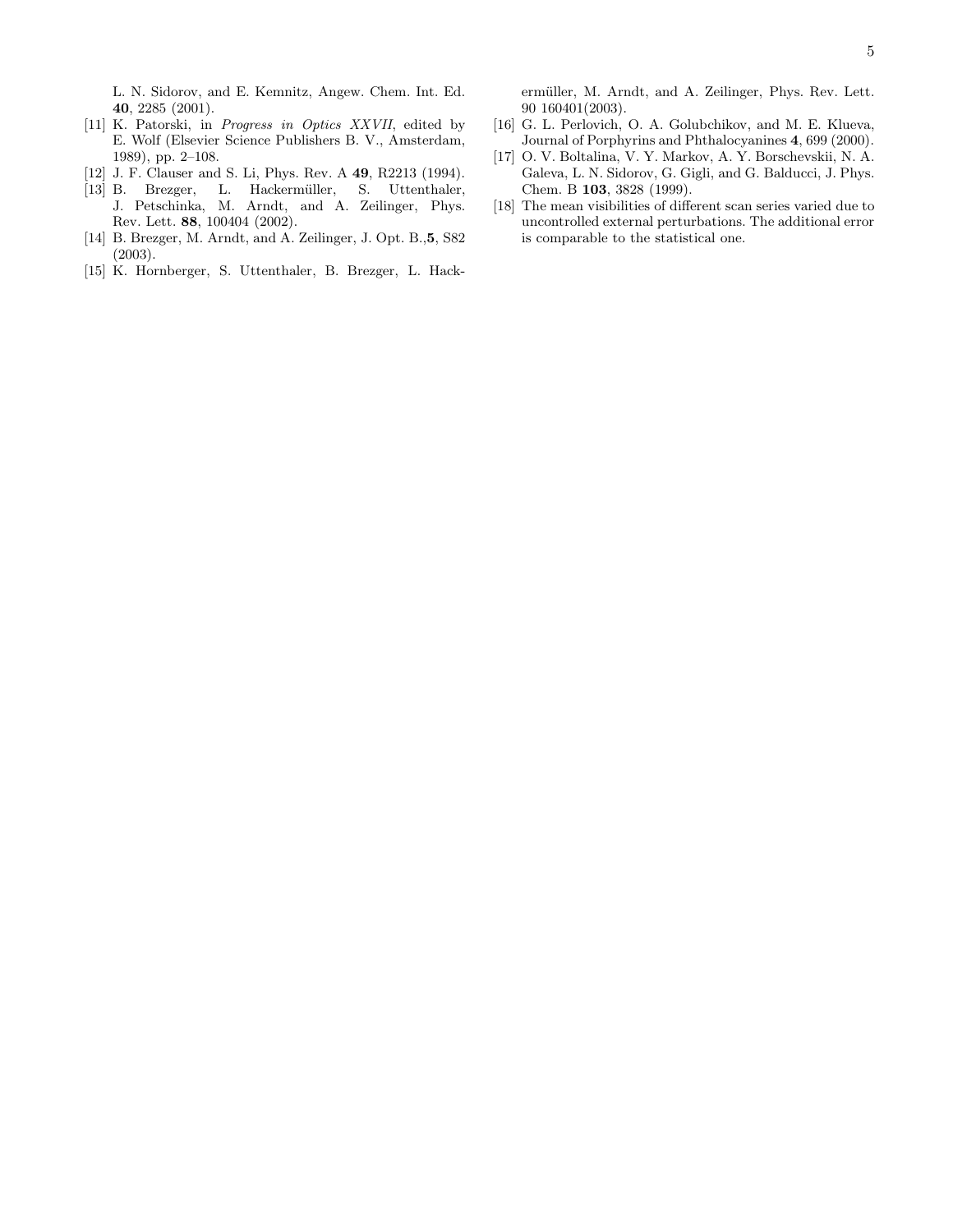L. N. Sidorov, and E. Kemnitz, Angew. Chem. Int. Ed. **40**, 2285 (2001).

[11] K. Patorski, in *Progress in Optics XXVII*, edited by E. Wolf (Elsevier Science Publishers B. V., Amsterdam, 1989), pp. 2–108.

[12] J. F. Clauser and S. Li, Phys. Rev. A **49**, R2213 (1994).

[13] B. Brezger, L. Hackermüller, S. Uttenthaler, J. Petschinka, M. Arndt, and A. Zeilinger, Phys. Rev. Lett. **88**, 100404 (2002).

[14] B. Brezger, M. Arndt, and A. Zeilinger, J. Opt. B.,**5**, S82 (2003).

[15] K. Hornberger, S. Uttenthaler, B. Brezger, L. Hackermüller, M. Arndt, and A. Zeilinger, Phys. Rev. Lett. 90 160401(2003).

[16] G. L. Perlovich, O. A. Golubchikov, and M. E. Klueva, Journal of Porphyrins and Phthalocyanines **4**, 699 (2000).

[17] O. V. Boltalina, V. Y. Markov, A. Y. Borschevskii, N. A. Galeva, L. N. Sidorov, G. Gigli, and G. Balducci, J. Phys. Chem. B **103**, 3828 (1999).

[18] The mean visibilities of different scan series varied due to uncontrolled external perturbations. The additional error is comparable to the statistical one.